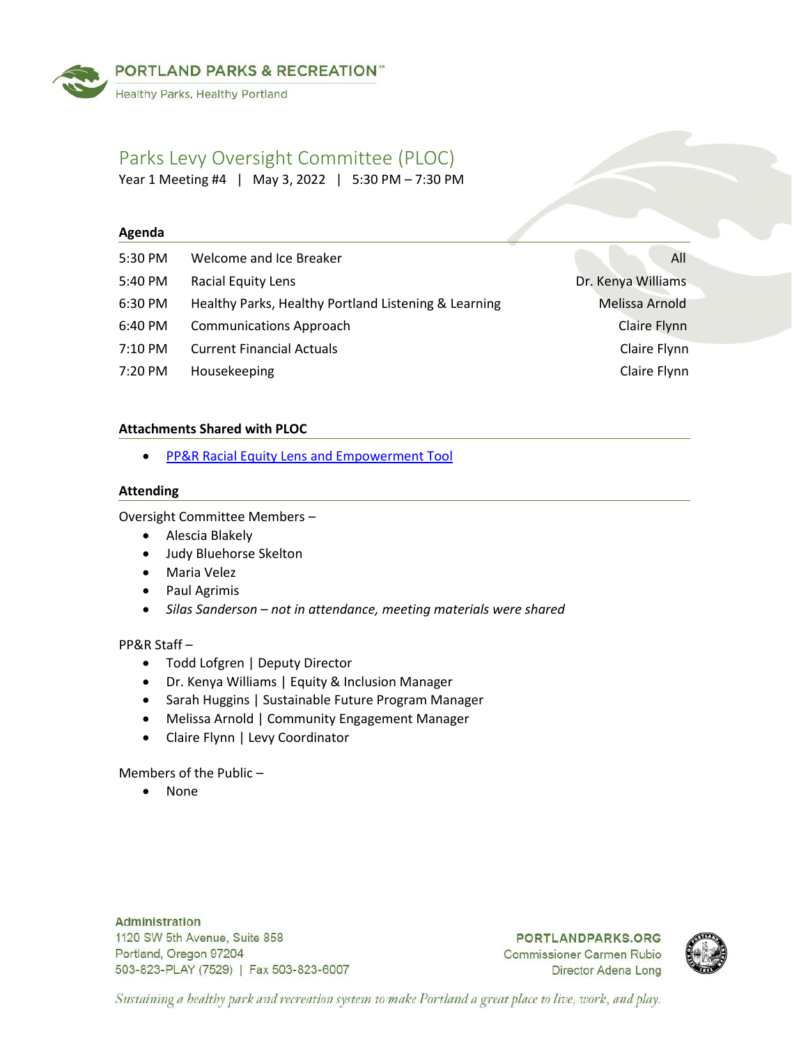PORTLAND PARKS & RECREATION
Healthy Parks, Healthy Portland

# Parks Levy Oversight Committee (PLOC)

Year 1 Meeting #4 | May 3, 2022 | 5:30 PM – 7:30 PM

## Agenda

| | | |
|---|---|---|
| 5:30 PM | Welcome and Ice Breaker | All |
| 5:40 PM | Racial Equity Lens | Dr. Kenya Williams |
| 6:30 PM | Healthy Parks, Healthy Portland Listening & Learning | Melissa Arnold |
| 6:40 PM | Communications Approach | Claire Flynn |
| 7:10 PM | Current Financial Actuals | Claire Flynn |
| 7:20 PM | Housekeeping | Claire Flynn |

## Attachments Shared with PLOC

- PP&R Racial Equity Lens and Empowerment Tool

## Attending

Oversight Committee Members –

- Alescia Blakely
- Judy Bluehorse Skelton
- Maria Velez
- Paul Agrimis
- *Silas Sanderson – not in attendance, meeting materials were shared*

PP&R Staff –

- Todd Lofgren | Deputy Director
- Dr. Kenya Williams | Equity & Inclusion Manager
- Sarah Huggins | Sustainable Future Program Manager
- Melissa Arnold | Community Engagement Manager
- Claire Flynn | Levy Coordinator

Members of the Public –

- None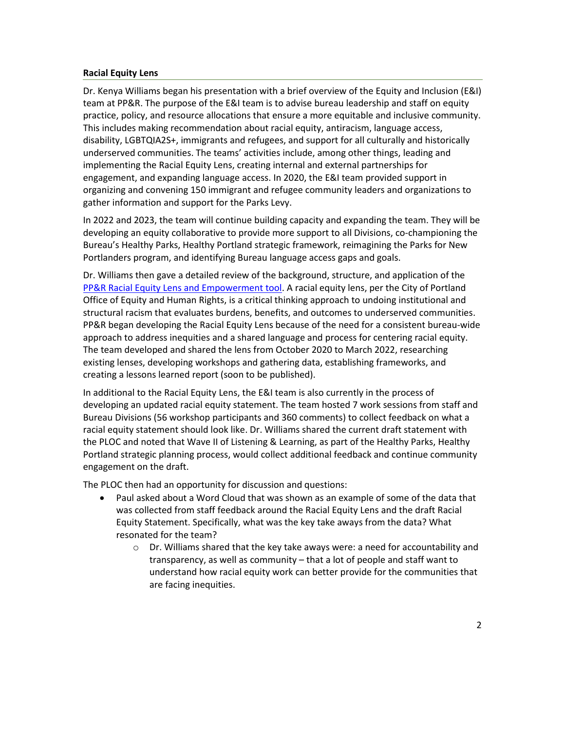**Racial Equity Lens**

Dr. Kenya Williams began his presentation with a brief overview of the Equity and Inclusion (E&I) team at PP&R. The purpose of the E&I team is to advise bureau leadership and staff on equity practice, policy, and resource allocations that ensure a more equitable and inclusive community. This includes making recommendation about racial equity, antiracism, language access, disability, LGBTQIA2S+, immigrants and refugees, and support for all culturally and historically underserved communities. The teams' activities include, among other things, leading and implementing the Racial Equity Lens, creating internal and external partnerships for engagement, and expanding language access. In 2020, the E&I team provided support in organizing and convening 150 immigrant and refugee community leaders and organizations to gather information and support for the Parks Levy.

In 2022 and 2023, the team will continue building capacity and expanding the team. They will be developing an equity collaborative to provide more support to all Divisions, co-championing the Bureau's Healthy Parks, Healthy Portland strategic framework, reimagining the Parks for New Portlanders program, and identifying Bureau language access gaps and goals.

Dr. Williams then gave a detailed review of the background, structure, and application of the PP&R Racial Equity Lens and Empowerment tool. A racial equity lens, per the City of Portland Office of Equity and Human Rights, is a critical thinking approach to undoing institutional and structural racism that evaluates burdens, benefits, and outcomes to underserved communities. PP&R began developing the Racial Equity Lens because of the need for a consistent bureau-wide approach to address inequities and a shared language and process for centering racial equity. The team developed and shared the lens from October 2020 to March 2022, researching existing lenses, developing workshops and gathering data, establishing frameworks, and creating a lessons learned report (soon to be published).

In additional to the Racial Equity Lens, the E&I team is also currently in the process of developing an updated racial equity statement. The team hosted 7 work sessions from staff and Bureau Divisions (56 workshop participants and 360 comments) to collect feedback on what a racial equity statement should look like. Dr. Williams shared the current draft statement with the PLOC and noted that Wave II of Listening & Learning, as part of the Healthy Parks, Healthy Portland strategic planning process, would collect additional feedback and continue community engagement on the draft.

The PLOC then had an opportunity for discussion and questions:

- Paul asked about a Word Cloud that was shown as an example of some of the data that was collected from staff feedback around the Racial Equity Lens and the draft Racial Equity Statement. Specifically, what was the key take aways from the data? What resonated for the team?
    - Dr. Williams shared that the key take aways were: a need for accountability and transparency, as well as community – that a lot of people and staff want to understand how racial equity work can better provide for the communities that are facing inequities.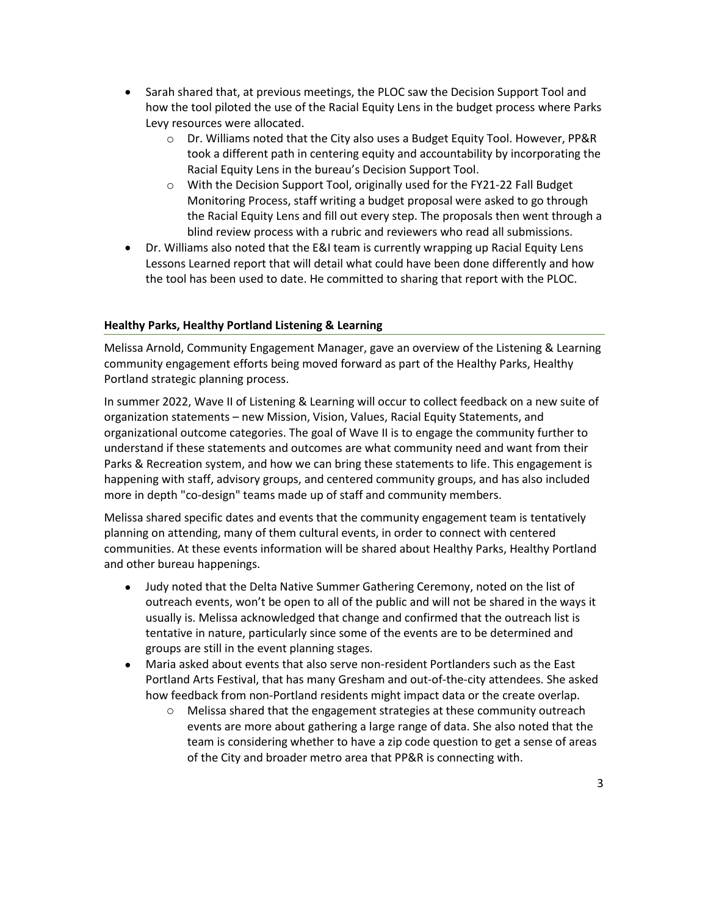- Sarah shared that, at previous meetings, the PLOC saw the Decision Support Tool and how the tool piloted the use of the Racial Equity Lens in the budget process where Parks Levy resources were allocated.
    - Dr. Williams noted that the City also uses a Budget Equity Tool. However, PP&R took a different path in centering equity and accountability by incorporating the Racial Equity Lens in the bureau's Decision Support Tool.
    - With the Decision Support Tool, originally used for the FY21-22 Fall Budget Monitoring Process, staff writing a budget proposal were asked to go through the Racial Equity Lens and fill out every step. The proposals then went through a blind review process with a rubric and reviewers who read all submissions.
- Dr. Williams also noted that the E&I team is currently wrapping up Racial Equity Lens Lessons Learned report that will detail what could have been done differently and how the tool has been used to date. He committed to sharing that report with the PLOC.

### Healthy Parks, Healthy Portland Listening & Learning

Melissa Arnold, Community Engagement Manager, gave an overview of the Listening & Learning community engagement efforts being moved forward as part of the Healthy Parks, Healthy Portland strategic planning process.

In summer 2022, Wave II of Listening & Learning will occur to collect feedback on a new suite of organization statements – new Mission, Vision, Values, Racial Equity Statements, and organizational outcome categories. The goal of Wave II is to engage the community further to understand if these statements and outcomes are what community need and want from their Parks & Recreation system, and how we can bring these statements to life. This engagement is happening with staff, advisory groups, and centered community groups, and has also included more in depth "co-design" teams made up of staff and community members.

Melissa shared specific dates and events that the community engagement team is tentatively planning on attending, many of them cultural events, in order to connect with centered communities. At these events information will be shared about Healthy Parks, Healthy Portland and other bureau happenings.

- Judy noted that the Delta Native Summer Gathering Ceremony, noted on the list of outreach events, won't be open to all of the public and will not be shared in the ways it usually is. Melissa acknowledged that change and confirmed that the outreach list is tentative in nature, particularly since some of the events are to be determined and groups are still in the event planning stages.
- Maria asked about events that also serve non-resident Portlanders such as the East Portland Arts Festival, that has many Gresham and out-of-the-city attendees. She asked how feedback from non-Portland residents might impact data or the create overlap.
    - Melissa shared that the engagement strategies at these community outreach events are more about gathering a large range of data. She also noted that the team is considering whether to have a zip code question to get a sense of areas of the City and broader metro area that PP&R is connecting with.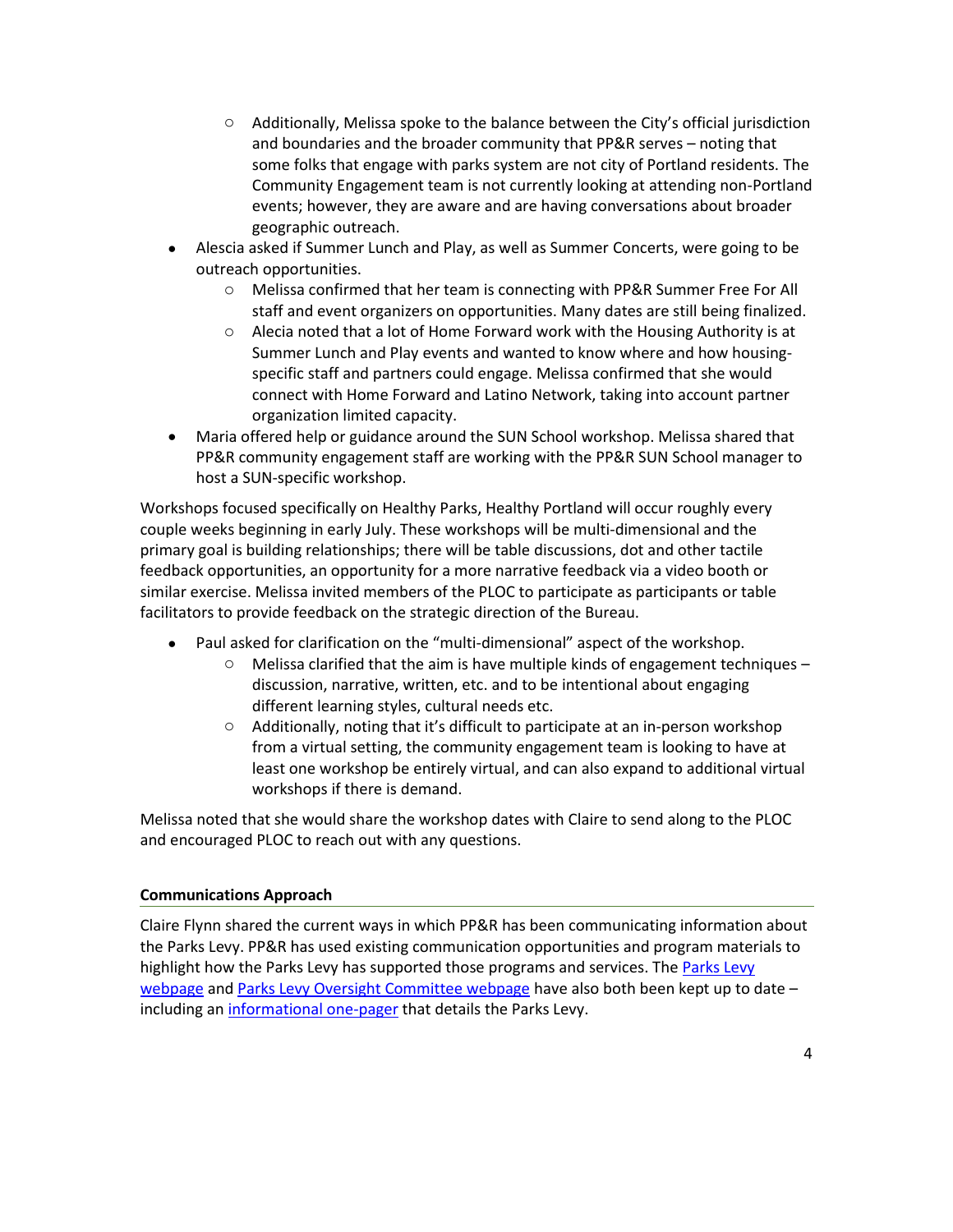- Additionally, Melissa spoke to the balance between the City's official jurisdiction and boundaries and the broader community that PP&R serves – noting that some folks that engage with parks system are not city of Portland residents. The Community Engagement team is not currently looking at attending non-Portland events; however, they are aware and are having conversations about broader geographic outreach.
- Alescia asked if Summer Lunch and Play, as well as Summer Concerts, were going to be outreach opportunities.
    - Melissa confirmed that her team is connecting with PP&R Summer Free For All staff and event organizers on opportunities. Many dates are still being finalized.
    - Alecia noted that a lot of Home Forward work with the Housing Authority is at Summer Lunch and Play events and wanted to know where and how housing-specific staff and partners could engage. Melissa confirmed that she would connect with Home Forward and Latino Network, taking into account partner organization limited capacity.
- Maria offered help or guidance around the SUN School workshop. Melissa shared that PP&R community engagement staff are working with the PP&R SUN School manager to host a SUN-specific workshop.

Workshops focused specifically on Healthy Parks, Healthy Portland will occur roughly every couple weeks beginning in early July. These workshops will be multi-dimensional and the primary goal is building relationships; there will be table discussions, dot and other tactile feedback opportunities, an opportunity for a more narrative feedback via a video booth or similar exercise. Melissa invited members of the PLOC to participate as participants or table facilitators to provide feedback on the strategic direction of the Bureau.

- Paul asked for clarification on the "multi-dimensional" aspect of the workshop.
    - Melissa clarified that the aim is have multiple kinds of engagement techniques – discussion, narrative, written, etc. and to be intentional about engaging different learning styles, cultural needs etc.
    - Additionally, noting that it's difficult to participate at an in-person workshop from a virtual setting, the community engagement team is looking to have at least one workshop be entirely virtual, and can also expand to additional virtual workshops if there is demand.

Melissa noted that she would share the workshop dates with Claire to send along to the PLOC and encouraged PLOC to reach out with any questions.

**Communications Approach**

Claire Flynn shared the current ways in which PP&R has been communicating information about the Parks Levy. PP&R has used existing communication opportunities and program materials to highlight how the Parks Levy has supported those programs and services. The Parks Levy webpage and Parks Levy Oversight Committee webpage have also both been kept up to date – including an informational one-pager that details the Parks Levy.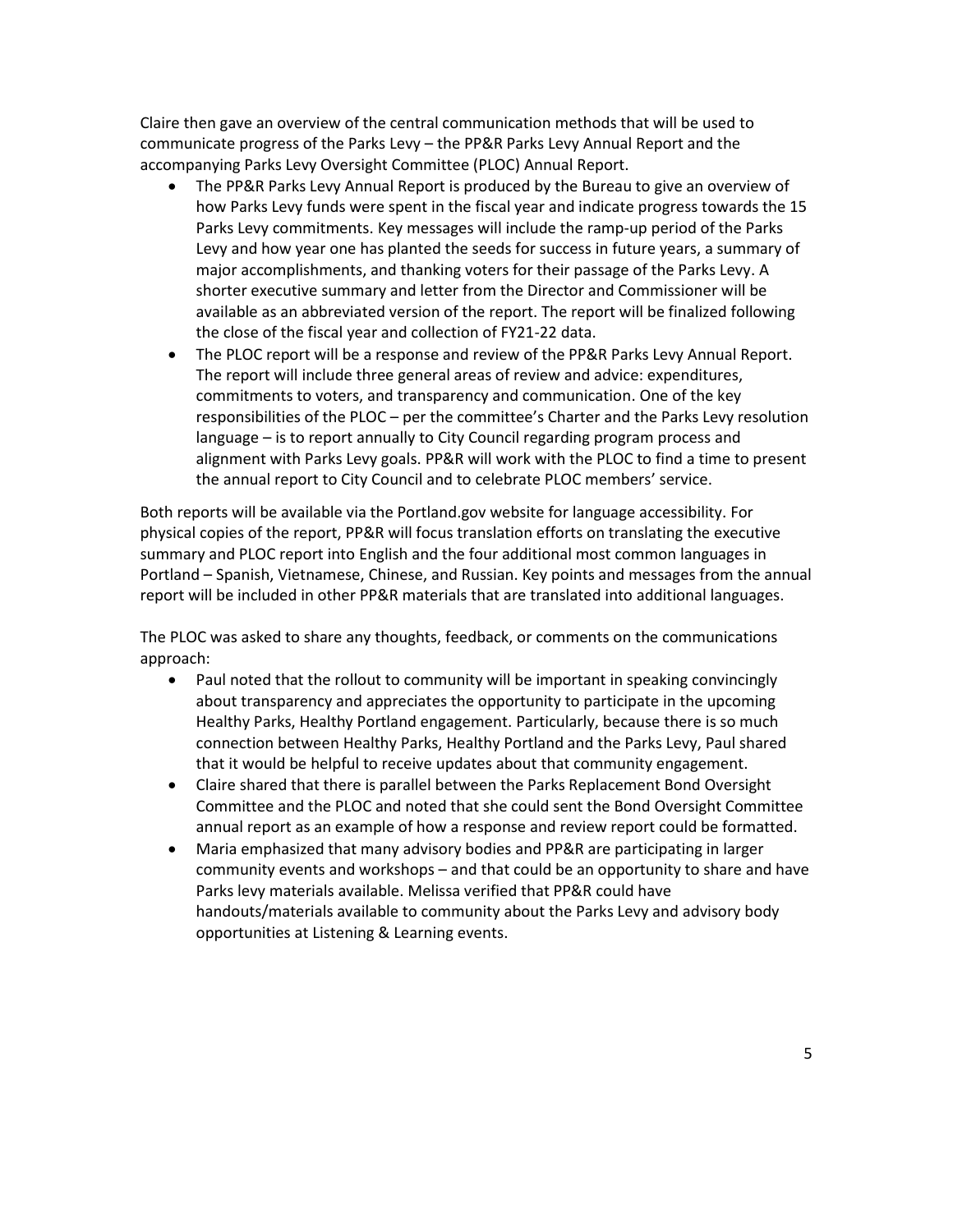Claire then gave an overview of the central communication methods that will be used to communicate progress of the Parks Levy – the PP&R Parks Levy Annual Report and the accompanying Parks Levy Oversight Committee (PLOC) Annual Report.

- The PP&R Parks Levy Annual Report is produced by the Bureau to give an overview of how Parks Levy funds were spent in the fiscal year and indicate progress towards the 15 Parks Levy commitments. Key messages will include the ramp-up period of the Parks Levy and how year one has planted the seeds for success in future years, a summary of major accomplishments, and thanking voters for their passage of the Parks Levy. A shorter executive summary and letter from the Director and Commissioner will be available as an abbreviated version of the report. The report will be finalized following the close of the fiscal year and collection of FY21-22 data.
- The PLOC report will be a response and review of the PP&R Parks Levy Annual Report. The report will include three general areas of review and advice: expenditures, commitments to voters, and transparency and communication. One of the key responsibilities of the PLOC – per the committee's Charter and the Parks Levy resolution language – is to report annually to City Council regarding program process and alignment with Parks Levy goals. PP&R will work with the PLOC to find a time to present the annual report to City Council and to celebrate PLOC members' service.

Both reports will be available via the Portland.gov website for language accessibility. For physical copies of the report, PP&R will focus translation efforts on translating the executive summary and PLOC report into English and the four additional most common languages in Portland – Spanish, Vietnamese, Chinese, and Russian. Key points and messages from the annual report will be included in other PP&R materials that are translated into additional languages.

The PLOC was asked to share any thoughts, feedback, or comments on the communications approach:

- Paul noted that the rollout to community will be important in speaking convincingly about transparency and appreciates the opportunity to participate in the upcoming Healthy Parks, Healthy Portland engagement. Particularly, because there is so much connection between Healthy Parks, Healthy Portland and the Parks Levy, Paul shared that it would be helpful to receive updates about that community engagement.
- Claire shared that there is parallel between the Parks Replacement Bond Oversight Committee and the PLOC and noted that she could sent the Bond Oversight Committee annual report as an example of how a response and review report could be formatted.
- Maria emphasized that many advisory bodies and PP&R are participating in larger community events and workshops – and that could be an opportunity to share and have Parks levy materials available. Melissa verified that PP&R could have handouts/materials available to community about the Parks Levy and advisory body opportunities at Listening & Learning events.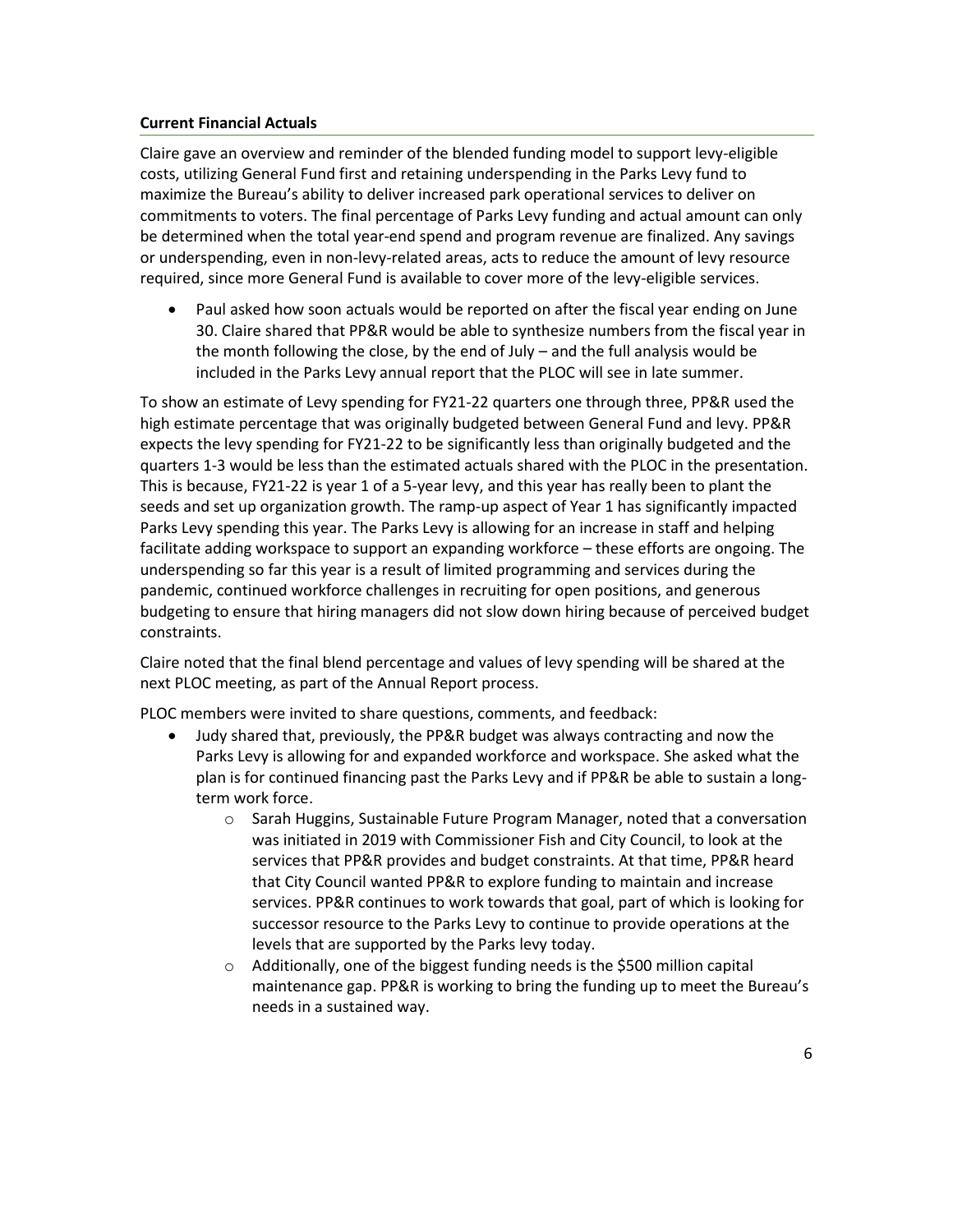**Current Financial Actuals**

Claire gave an overview and reminder of the blended funding model to support levy-eligible costs, utilizing General Fund first and retaining underspending in the Parks Levy fund to maximize the Bureau's ability to deliver increased park operational services to deliver on commitments to voters. The final percentage of Parks Levy funding and actual amount can only be determined when the total year-end spend and program revenue are finalized. Any savings or underspending, even in non-levy-related areas, acts to reduce the amount of levy resource required, since more General Fund is available to cover more of the levy-eligible services.

- Paul asked how soon actuals would be reported on after the fiscal year ending on June 30. Claire shared that PP&R would be able to synthesize numbers from the fiscal year in the month following the close, by the end of July – and the full analysis would be included in the Parks Levy annual report that the PLOC will see in late summer.

To show an estimate of Levy spending for FY21-22 quarters one through three, PP&R used the high estimate percentage that was originally budgeted between General Fund and levy. PP&R expects the levy spending for FY21-22 to be significantly less than originally budgeted and the quarters 1-3 would be less than the estimated actuals shared with the PLOC in the presentation. This is because, FY21-22 is year 1 of a 5-year levy, and this year has really been to plant the seeds and set up organization growth. The ramp-up aspect of Year 1 has significantly impacted Parks Levy spending this year. The Parks Levy is allowing for an increase in staff and helping facilitate adding workspace to support an expanding workforce – these efforts are ongoing. The underspending so far this year is a result of limited programming and services during the pandemic, continued workforce challenges in recruiting for open positions, and generous budgeting to ensure that hiring managers did not slow down hiring because of perceived budget constraints.

Claire noted that the final blend percentage and values of levy spending will be shared at the next PLOC meeting, as part of the Annual Report process.

PLOC members were invited to share questions, comments, and feedback:

- Judy shared that, previously, the PP&R budget was always contracting and now the Parks Levy is allowing for and expanded workforce and workspace. She asked what the plan is for continued financing past the Parks Levy and if PP&R be able to sustain a long-term work force.
  - Sarah Huggins, Sustainable Future Program Manager, noted that a conversation was initiated in 2019 with Commissioner Fish and City Council, to look at the services that PP&R provides and budget constraints. At that time, PP&R heard that City Council wanted PP&R to explore funding to maintain and increase services. PP&R continues to work towards that goal, part of which is looking for successor resource to the Parks Levy to continue to provide operations at the levels that are supported by the Parks levy today.
  - Additionally, one of the biggest funding needs is the $500 million capital maintenance gap. PP&R is working to bring the funding up to meet the Bureau's needs in a sustained way.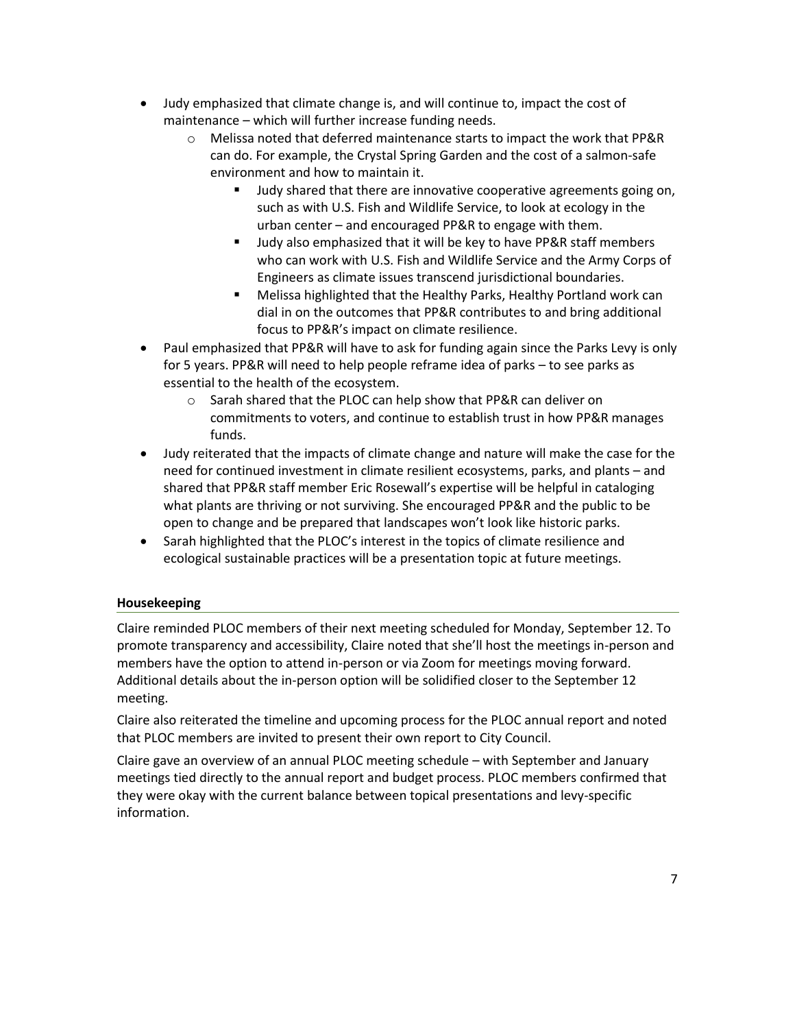- Judy emphasized that climate change is, and will continue to, impact the cost of maintenance – which will further increase funding needs.
    - Melissa noted that deferred maintenance starts to impact the work that PP&R can do. For example, the Crystal Spring Garden and the cost of a salmon-safe environment and how to maintain it.
        - Judy shared that there are innovative cooperative agreements going on, such as with U.S. Fish and Wildlife Service, to look at ecology in the urban center – and encouraged PP&R to engage with them.
        - Judy also emphasized that it will be key to have PP&R staff members who can work with U.S. Fish and Wildlife Service and the Army Corps of Engineers as climate issues transcend jurisdictional boundaries.
        - Melissa highlighted that the Healthy Parks, Healthy Portland work can dial in on the outcomes that PP&R contributes to and bring additional focus to PP&R's impact on climate resilience.
- Paul emphasized that PP&R will have to ask for funding again since the Parks Levy is only for 5 years. PP&R will need to help people reframe idea of parks – to see parks as essential to the health of the ecosystem.
    - Sarah shared that the PLOC can help show that PP&R can deliver on commitments to voters, and continue to establish trust in how PP&R manages funds.
- Judy reiterated that the impacts of climate change and nature will make the case for the need for continued investment in climate resilient ecosystems, parks, and plants – and shared that PP&R staff member Eric Rosewall's expertise will be helpful in cataloging what plants are thriving or not surviving. She encouraged PP&R and the public to be open to change and be prepared that landscapes won't look like historic parks.
- Sarah highlighted that the PLOC's interest in the topics of climate resilience and ecological sustainable practices will be a presentation topic at future meetings.

**Housekeeping**

Claire reminded PLOC members of their next meeting scheduled for Monday, September 12. To promote transparency and accessibility, Claire noted that she'll host the meetings in-person and members have the option to attend in-person or via Zoom for meetings moving forward. Additional details about the in-person option will be solidified closer to the September 12 meeting.

Claire also reiterated the timeline and upcoming process for the PLOC annual report and noted that PLOC members are invited to present their own report to City Council.

Claire gave an overview of an annual PLOC meeting schedule – with September and January meetings tied directly to the annual report and budget process. PLOC members confirmed that they were okay with the current balance between topical presentations and levy-specific information.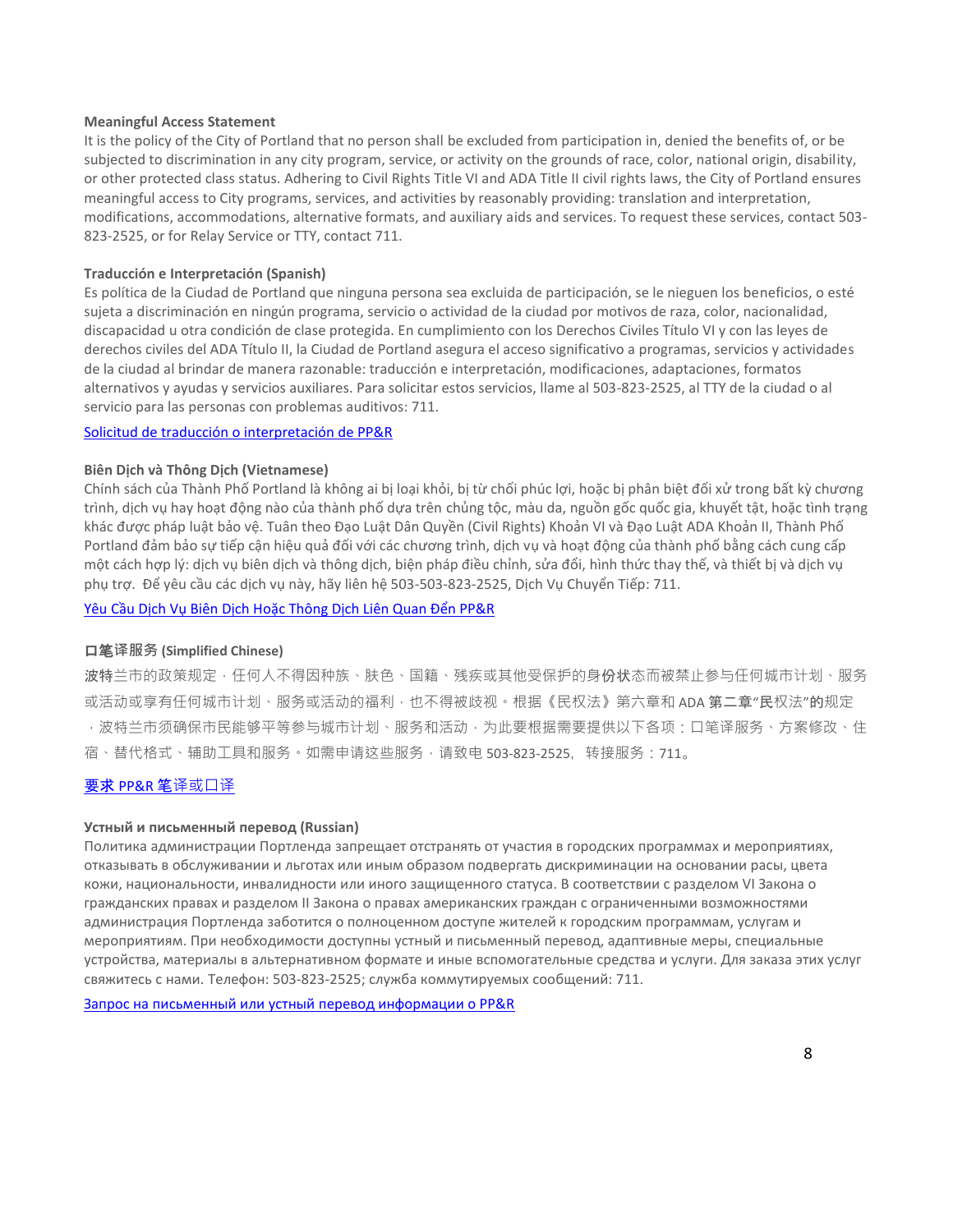**Meaningful Access Statement**

It is the policy of the City of Portland that no person shall be excluded from participation in, denied the benefits of, or be subjected to discrimination in any city program, service, or activity on the grounds of race, color, national origin, disability, or other protected class status. Adhering to Civil Rights Title VI and ADA Title II civil rights laws, the City of Portland ensures meaningful access to City programs, services, and activities by reasonably providing: translation and interpretation, modifications, accommodations, alternative formats, and auxiliary aids and services. To request these services, contact 503-823-2525, or for Relay Service or TTY, contact 711.

**Traducción e Interpretación (Spanish)**

Es política de la Ciudad de Portland que ninguna persona sea excluida de participación, se le nieguen los beneficios, o esté sujeta a discriminación en ningún programa, servicio o actividad de la ciudad por motivos de raza, color, nacionalidad, discapacidad u otra condición de clase protegida. En cumplimiento con los Derechos Civiles Título VI y con las leyes de derechos civiles del ADA Título II, la Ciudad de Portland asegura el acceso significativo a programas, servicios y actividades de la ciudad al brindar de manera razonable: traducción e interpretación, modificaciones, adaptaciones, formatos alternativos y ayudas y servicios auxiliares. Para solicitar estos servicios, llame al 503-823-2525, al TTY de la ciudad o al servicio para las personas con problemas auditivos: 711.

Solicitud de traducción o interpretación de PP&R

**Biên Dịch và Thông Dịch (Vietnamese)**

Chính sách của Thành Phố Portland là không ai bị loại khỏi, bị từ chối phúc lợi, hoặc bị phân biệt đối xử trong bất kỳ chương trình, dịch vụ hay hoạt động nào của thành phố dựa trên chủng tộc, màu da, nguồn gốc quốc gia, khuyết tật, hoặc tình trạng khác được pháp luật bảo vệ. Tuân theo Đạo Luật Dân Quyền (Civil Rights) Khoản VI và Đạo Luật ADA Khoản II, Thành Phố Portland đảm bảo sự tiếp cận hiệu quả đối với các chương trình, dịch vụ và hoạt động của thành phố bằng cách cung cấp một cách hợp lý: dịch vụ biên dịch và thông dịch, biện pháp điều chỉnh, sửa đổi, hình thức thay thế, và thiết bị và dịch vụ phụ trợ. Để yêu cầu các dịch vụ này, hãy liên hệ 503-503-823-2525, Dịch Vụ Chuyển Tiếp: 711.

Yêu Cầu Dịch Vụ Biên Dịch Hoặc Thông Dịch Liên Quan Đến PP&R

**口笔译服务 (Simplified Chinese)**

波特兰市的政策规定，任何人不得因种族、肤色、国籍、残疾或其他受保护的身份状态而被禁止参与任何城市计划、服务或活动或享有任何城市计划、服务或活动的福利，也不得被歧视。根据《民权法》第六章和 ADA 第二章"民权法"的规定，波特兰市须确保市民能够平等参与城市计划、服务和活动，为此要根据需要提供以下各项：口笔译服务、方案修改、住宿、替代格式、辅助工具和服务。如需申请这些服务，请致电 503-823-2525，转接服务：711。

要求 PP&R 笔译或口译

**Устный и письменный перевод (Russian)**

Политика администрации Портленда запрещает отстранять от участия в городских программах и мероприятиях, отказывать в обслуживании и льготах или иным образом подвергать дискриминации на основании расы, цвета кожи, национальности, инвалидности или иного защищенного статуса. В соответствии с разделом VI Закона о гражданских правах и разделом II Закона о правах американских граждан с ограниченными возможностями администрация Портленда заботится о полноценном доступе жителей к городским программам, услугам и мероприятиям. При необходимости доступны устный и письменный перевод, адаптивные меры, специальные устройства, материалы в альтернативном формате и иные вспомогательные средства и услуги. Для заказа этих услуг свяжитесь с нами. Телефон: 503-823-2525; служба коммутируемых сообщений: 711.

Запрос на письменный или устный перевод информации о PP&R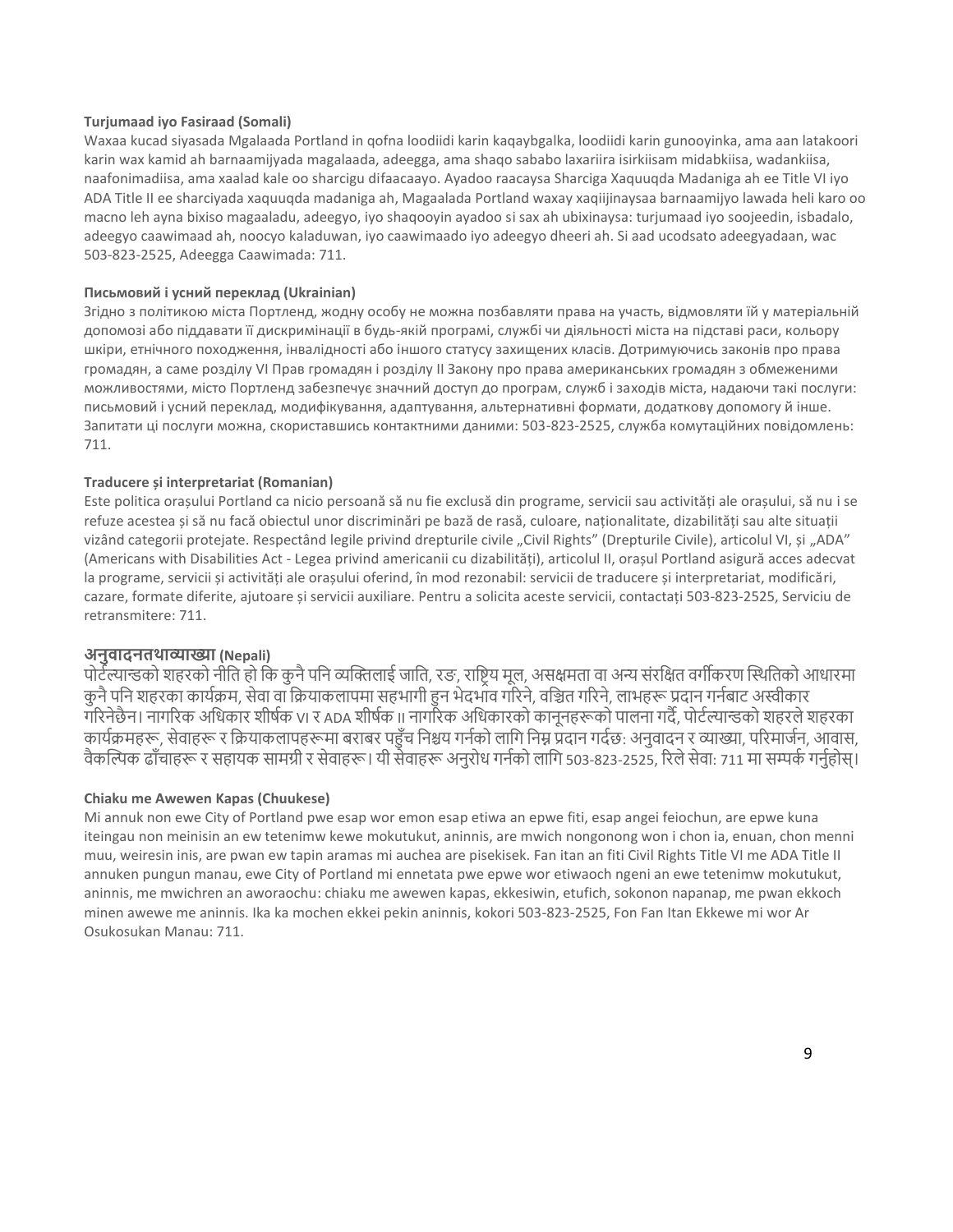**Turjumaad iyo Fasiraad (Somali)**

Waxaa kucad siyasada Mgalaada Portland in qofna loodiidi karin kaqaybgalka, loodiidi karin gunooyinka, ama aan latakoori karin wax kamid ah barnaamijyada magalaada, adeegga, ama shaqo sababo laxariira isirkiisam midabkiisa, wadankiisa, naafonimadiisa, ama xaalad kale oo sharcigu difaacaayo. Ayadoo raacaysa Sharciga Xaquuqda Madaniga ah ee Title VI iyo ADA Title II ee sharciyada xaquuqda madaniga ah, Magaalada Portland waxay xaqiijinaysaa barnaamijyo lawada heli karo oo macno leh ayna bixiso magaaladu, adeegyo, iyo shaqooyin ayadoo si sax ah ubixinaysa: turjumaad iyo soojeedin, isbadalo, adeegyo caawimaad ah, noocyo kaladuwan, iyo caawimaado iyo adeegyo dheeri ah. Si aad ucodsato adeegyadaan, wac 503-823-2525, Adeegga Caawimada: 711.

**Письмовий і усний переклад (Ukrainian)**

Згідно з політикою міста Портленд, жодну особу не можна позбавляти права на участь, відмовляти їй у матеріальній допомозі або піддавати її дискримінації в будь-якій програмі, службі чи діяльності міста на підставі раси, кольору шкіри, етнічного походження, інвалідності або іншого статусу захищених класів. Дотримуючись законів про права громадян, а саме розділу VI Прав громадян і розділу II Закону про права американських громадян з обмеженими можливостями, місто Портленд забезпечує значний доступ до програм, служб і заходів міста, надаючи такі послуги: письмовий і усний переклад, модифікування, адаптування, альтернативні формати, додаткову допомогу й інше. Запитати ці послуги можна, скориставшись контактними даними: 503-823-2525, служба комутаційних повідомлень: 711.

**Traducere și interpretariat (Romanian)**

Este politica orașului Portland ca nicio persoană să nu fie exclusă din programe, servicii sau activități ale orașului, să nu i se refuze acestea și să nu facă obiectul unor discriminări pe bază de rasă, culoare, naționalitate, dizabilități sau alte situații vizând categorii protejate. Respectând legile privind drepturile civile „Civil Rights" (Drepturile Civile), articolul VI, și „ADA" (Americans with Disabilities Act - Legea privind americanii cu dizabilități), articolul II, orașul Portland asigură acces adecvat la programe, servicii și activități ale orașului oferind, în mod rezonabil: servicii de traducere și interpretariat, modificări, cazare, formate diferite, ajutoare și servicii auxiliare. Pentru a solicita aceste servicii, contactați 503-823-2525, Serviciu de retransmitere: 711.

**अनुवादनतथाव्याख्या (Nepali)**

पोर्टल्यान्डको शहरको नीति हो कि कुनै पनि व्यक्तिलाई जाति, रङ, राष्ट्रिय मूल, असक्षमता वा अन्य संरक्षित वर्गीकरण स्थितिको आधारमा कुनै पनि शहरका कार्यक्रम, सेवा वा क्रियाकलापमा सहभागी हुन भेदभाव गरिने, वञ्चित गरिने, लाभहरू प्रदान गर्नबाट अस्वीकार गरिनेछैन। नागरिक अधिकार शीर्षक VI र ADA शीर्षक II नागरिक अधिकारको कानूनहरूको पालना गर्दै, पोर्टल्यान्डको शहरले शहरका कार्यक्रमहरू, सेवाहरू र क्रियाकलापहरूमा बराबर पहुँच निश्चय गर्नको लागि निम्न प्रदान गर्दछ: अनुवादन र व्याख्या, परिमार्जन, आवास, वैकल्पिक ढाँचाहरू र सहायक सामग्री र सेवाहरू। यी सेवाहरू अनुरोध गर्नको लागि 503-823-2525, रिले सेवा: 711 मा सम्पर्क गर्नुहोस्।

**Chiaku me Awewen Kapas (Chuukese)**

Mi annuk non ewe City of Portland pwe esap wor emon esap etiwa an epwe fiti, esap angei feiochun, are epwe kuna iteingau non meinisin an ew tetenimw kewe mokutukut, aninnis, are mwich nongonong won i chon ia, enuan, chon menni muu, weiresin inis, are pwan ew tapin aramas mi auchea are pisekisek. Fan itan an fiti Civil Rights Title VI me ADA Title II annuken pungun manau, ewe City of Portland mi ennetata pwe epwe wor etiwaoch ngeni an ewe tetenimw mokutukut, aninnis, me mwichren an aworaochu: chiaku me awewen kapas, ekkesiwin, etufich, sokonon napanap, me pwan ekkoch minen awewe me aninnis. Ika ka mochen ekkei pekin aninnis, kokori 503-823-2525, Fon Fan Itan Ekkewe mi wor Ar Osukosukan Manau: 711.